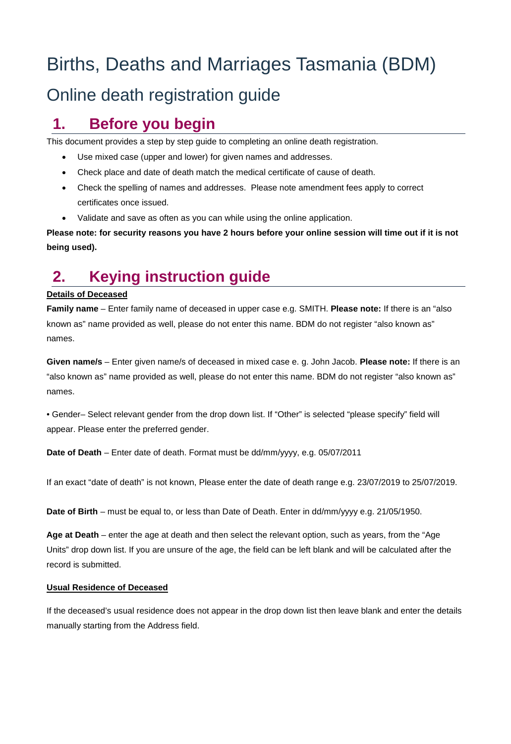# Births, Deaths and Marriages Tasmania (BDM)

## Online death registration guide

## 1. Before you begin

This document provides a step by step guide to completing an online death registration.

- Use mixed case (upper and lower) for given names and addresses.
- Check place and date of death match the medical certificate of cause of death.
- Check the spelling of names and addresses. Please note amendment fees apply to correct certificates once issued.
- Validate and save as often as you can while using the online application.

**Please note: for security reasons you have 2 hours before your online session will time out if it is not being used).**

## 2. Keying instruction guide

**Details of Deceased**

**Family name** – Enter family name of deceased in upper case e.g. SMITH. **Please note:** If there is an "also known as" name provided as well, please do not enter this name. BDM do not register "also known as" names.

**Given name/s** – Enter given name/s of deceased in mixed case e. g. John Jacob. **Please note:** If there is an "also known as" name provided as well, please do not enter this name. BDM do not register "also known as" names.

• Gender– Select relevant gender from the drop down list. If "Other" is selected "please specify" field will appear. Please enter the preferred gender.

**Date of Death** – Enter date of death. Format must be dd/mm/yyyy, e.g. 05/07/2011

If an exact "date of death" is not known, Please enter the date of death range e.g. 23/07/2019 to 25/07/2019.

**Date of Birth** – must be equal to, or less than Date of Death. Enter in dd/mm/yyyy e.g. 21/05/1950.

**Age at Death** – enter the age at death and then select the relevant option, such as years, from the "Age Units" drop down list. If you are unsure of the age, the field can be left blank and will be calculated after the record is submitted.

**Usual Residence of Deceased**

If the deceased's usual residence does not appear in the drop down list then leave blank and enter the details manually starting from the Address field.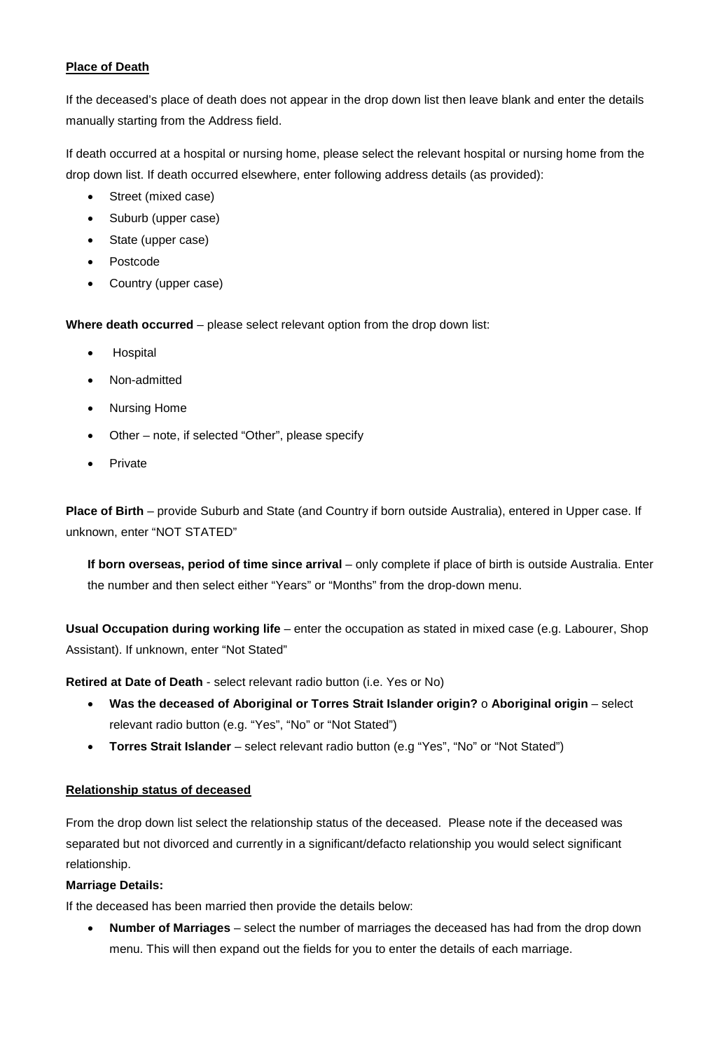**<u>Place of Death</u>**

If the deceased's place of death does not appear in the drop down list then leave blank and enter the details manually starting from the Address field.

If death occurred at a hospital or nursing home, please select the relevant hospital or nursing home from the drop down list. If death occurred elsewhere, enter following address details (as provided):

- Street (mixed case)
- Suburb (upper case)
- State (upper case)
- Postcode
- Country (upper case)

**Where death occurred** – please select relevant option from the drop down list:

- Hospital
- Non-admitted
- Nursing Home
- Other – note, if selected "Other", please specify
- Private

**Place of Birth** – provide Suburb and State (and Country if born outside Australia), entered in Upper case. If unknown, enter "NOT STATED"

> **If born overseas, period of time since arrival** – only complete if place of birth is outside Australia. Enter the number and then select either "Years" or "Months" from the drop-down menu.

**Usual Occupation during working life** – enter the occupation as stated in mixed case (e.g. Labourer, Shop Assistant). If unknown, enter "Not Stated"

**Retired at Date of Death** - select relevant radio button (i.e. Yes or No)

- **Was the deceased of Aboriginal or Torres Strait Islander origin?** o **Aboriginal origin** – select relevant radio button (e.g. "Yes", "No" or "Not Stated")
- **Torres Strait Islander** – select relevant radio button (e.g "Yes", "No" or "Not Stated")

**<u>Relationship status of deceased</u>**

From the drop down list select the relationship status of the deceased. Please note if the deceased was separated but not divorced and currently in a significant/defacto relationship you would select significant relationship.

**Marriage Details:**

If the deceased has been married then provide the details below:

- **Number of Marriages** – select the number of marriages the deceased has had from the drop down menu. This will then expand out the fields for you to enter the details of each marriage.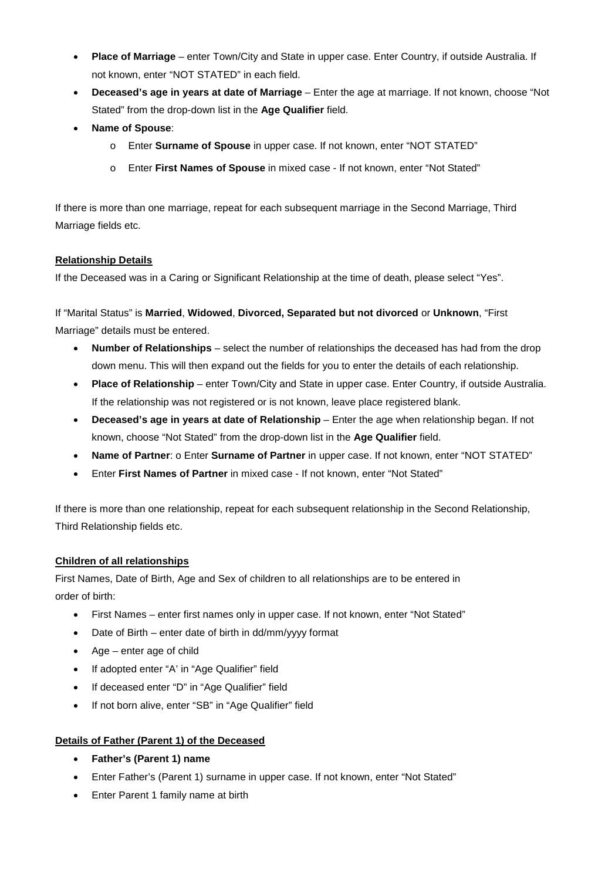- **Place of Marriage** – enter Town/City and State in upper case. Enter Country, if outside Australia. If not known, enter "NOT STATED" in each field.
- **Deceased's age in years at date of Marriage** – Enter the age at marriage. If not known, choose "Not Stated" from the drop-down list in the **Age Qualifier** field.
- **Name of Spouse**:
    - Enter **Surname of Spouse** in upper case. If not known, enter "NOT STATED"
    - Enter **First Names of Spouse** in mixed case - If not known, enter "Not Stated"

If there is more than one marriage, repeat for each subsequent marriage in the Second Marriage, Third Marriage fields etc.

**Relationship Details**

If the Deceased was in a Caring or Significant Relationship at the time of death, please select "Yes".

If "Marital Status" is **Married**, **Widowed**, **Divorced, Separated but not divorced** or **Unknown**, "First Marriage" details must be entered.

- **Number of Relationships** – select the number of relationships the deceased has had from the drop down menu. This will then expand out the fields for you to enter the details of each relationship.
- **Place of Relationship** – enter Town/City and State in upper case. Enter Country, if outside Australia. If the relationship was not registered or is not known, leave place registered blank.
- **Deceased's age in years at date of Relationship** – Enter the age when relationship began. If not known, choose "Not Stated" from the drop-down list in the **Age Qualifier** field.
- **Name of Partner**: o Enter **Surname of Partner** in upper case. If not known, enter "NOT STATED"
- Enter **First Names of Partner** in mixed case - If not known, enter "Not Stated"

If there is more than one relationship, repeat for each subsequent relationship in the Second Relationship, Third Relationship fields etc.

**Children of all relationships**

First Names, Date of Birth, Age and Sex of children to all relationships are to be entered in order of birth:

- First Names – enter first names only in upper case. If not known, enter "Not Stated"
- Date of Birth – enter date of birth in dd/mm/yyyy format
- Age – enter age of child
- If adopted enter "A' in "Age Qualifier" field
- If deceased enter "D" in "Age Qualifier" field
- If not born alive, enter "SB" in "Age Qualifier" field

**Details of Father (Parent 1) of the Deceased**

- **Father's (Parent 1) name**
- Enter Father's (Parent 1) surname in upper case. If not known, enter "Not Stated"
- Enter Parent 1 family name at birth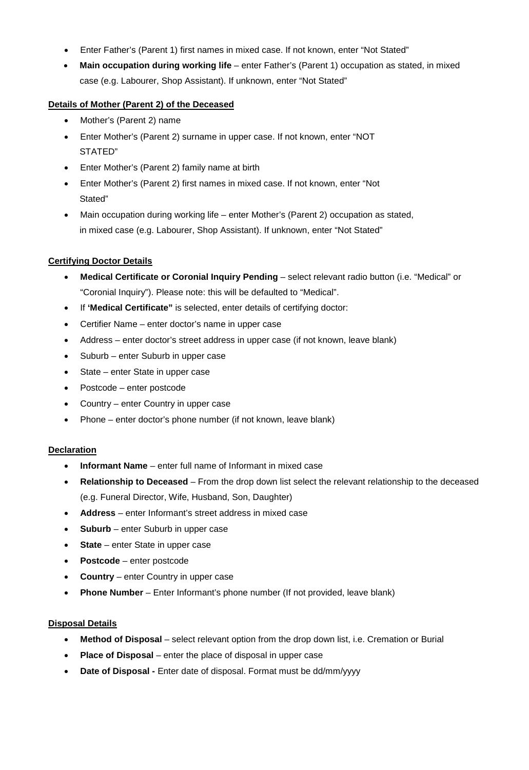- Enter Father's (Parent 1) first names in mixed case. If not known, enter "Not Stated"
- **Main occupation during working life** – enter Father's (Parent 1) occupation as stated, in mixed case (e.g. Labourer, Shop Assistant). If unknown, enter "Not Stated"

**Details of Mother (Parent 2) of the Deceased**

- Mother's (Parent 2) name
- Enter Mother's (Parent 2) surname in upper case. If not known, enter "NOT STATED"
- Enter Mother's (Parent 2) family name at birth
- Enter Mother's (Parent 2) first names in mixed case. If not known, enter "Not Stated"
- Main occupation during working life – enter Mother's (Parent 2) occupation as stated, in mixed case (e.g. Labourer, Shop Assistant). If unknown, enter "Not Stated"

**Certifying Doctor Details**

- **Medical Certificate or Coronial Inquiry Pending** – select relevant radio button (i.e. "Medical" or "Coronial Inquiry"). Please note: this will be defaulted to "Medical".
- If **'Medical Certificate"** is selected, enter details of certifying doctor:
- Certifier Name – enter doctor's name in upper case
- Address – enter doctor's street address in upper case (if not known, leave blank)
- Suburb – enter Suburb in upper case
- State – enter State in upper case
- Postcode – enter postcode
- Country – enter Country in upper case
- Phone – enter doctor's phone number (if not known, leave blank)

**Declaration**

- **Informant Name** – enter full name of Informant in mixed case
- **Relationship to Deceased** – From the drop down list select the relevant relationship to the deceased (e.g. Funeral Director, Wife, Husband, Son, Daughter)
- **Address** – enter Informant's street address in mixed case
- **Suburb** – enter Suburb in upper case
- **State** – enter State in upper case
- **Postcode** – enter postcode
- **Country** – enter Country in upper case
- **Phone Number** – Enter Informant's phone number (If not provided, leave blank)

**Disposal Details**

- **Method of Disposal** – select relevant option from the drop down list, i.e. Cremation or Burial
- **Place of Disposal** – enter the place of disposal in upper case
- **Date of Disposal -** Enter date of disposal. Format must be dd/mm/yyyy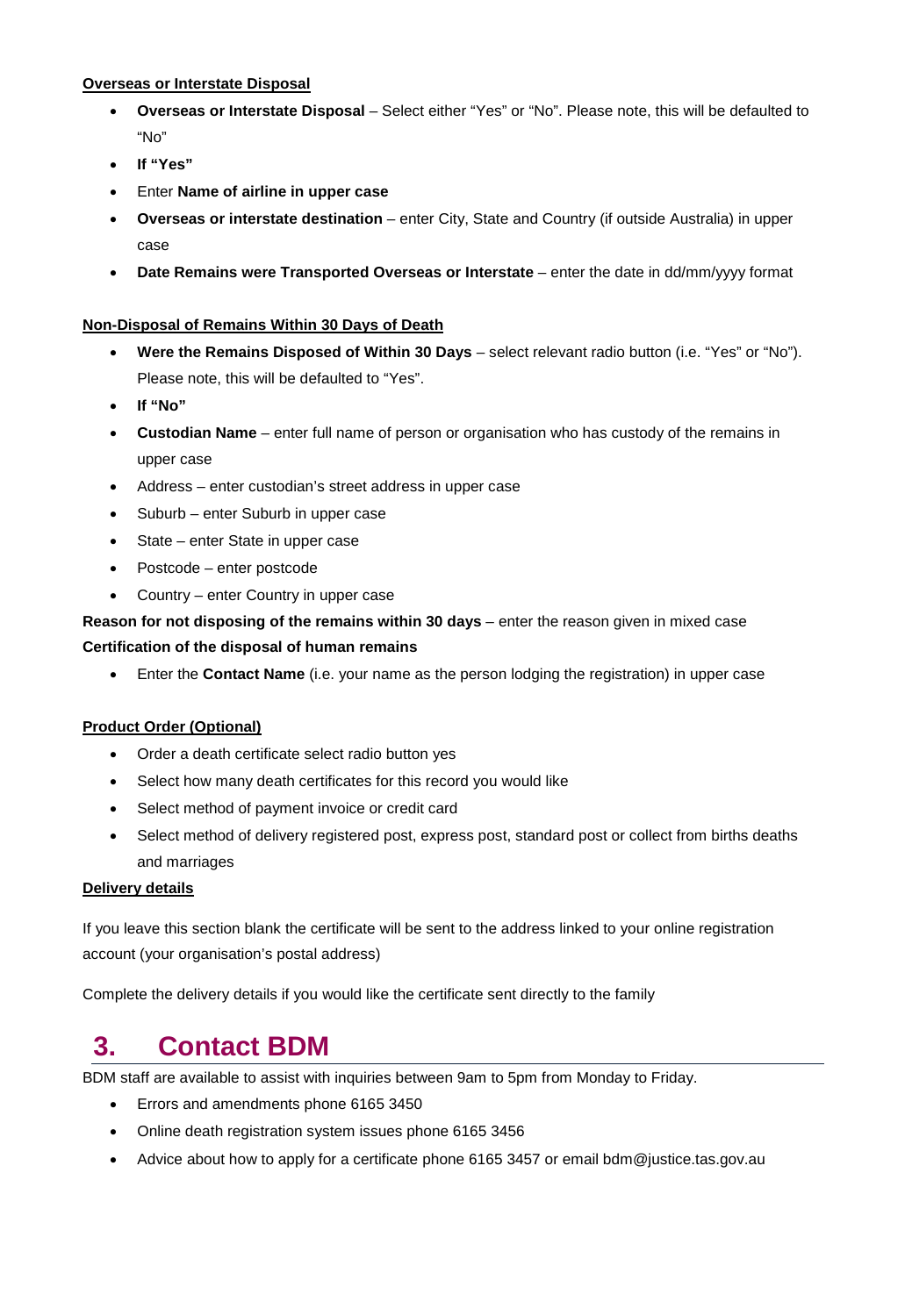**Overseas or Interstate Disposal**

- **Overseas or Interstate Disposal** – Select either "Yes" or "No". Please note, this will be defaulted to "No"
- **If "Yes"**
- Enter **Name of airline in upper case**
- **Overseas or interstate destination** – enter City, State and Country (if outside Australia) in upper case
- **Date Remains were Transported Overseas or Interstate** – enter the date in dd/mm/yyyy format

**Non-Disposal of Remains Within 30 Days of Death**

- **Were the Remains Disposed of Within 30 Days** – select relevant radio button (i.e. "Yes" or "No"). Please note, this will be defaulted to "Yes".
- **If "No"**
- **Custodian Name** – enter full name of person or organisation who has custody of the remains in upper case
- Address – enter custodian's street address in upper case
- Suburb – enter Suburb in upper case
- State – enter State in upper case
- Postcode – enter postcode
- Country – enter Country in upper case

**Reason for not disposing of the remains within 30 days** – enter the reason given in mixed case

**Certification of the disposal of human remains**

- Enter the **Contact Name** (i.e. your name as the person lodging the registration) in upper case

**Product Order (Optional)**

- Order a death certificate select radio button yes
- Select how many death certificates for this record you would like
- Select method of payment invoice or credit card
- Select method of delivery registered post, express post, standard post or collect from births deaths and marriages

**Delivery details**

If you leave this section blank the certificate will be sent to the address linked to your online registration account (your organisation's postal address)

Complete the delivery details if you would like the certificate sent directly to the family

## 3. Contact BDM

BDM staff are available to assist with inquiries between 9am to 5pm from Monday to Friday.

- Errors and amendments phone 6165 3450
- Online death registration system issues phone 6165 3456
- Advice about how to apply for a certificate phone 6165 3457 or email bdm@justice.tas.gov.au